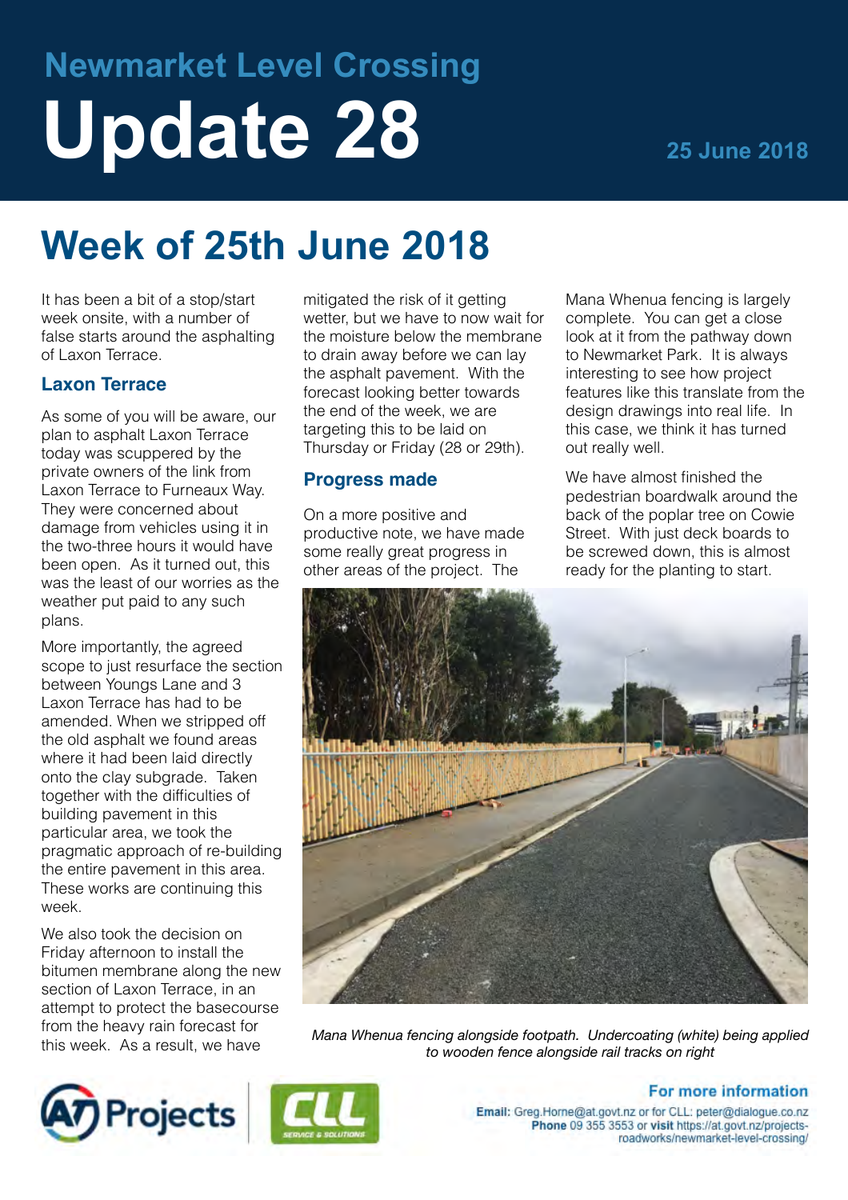# Newmarket Level Crossing

# Update 28

25 June 2018

## Week of 25th June 2018

It has been a bit of a stop/start week onsite, with a number of false starts around the asphalting of Laxon Terrace.

### Laxon Terrace

As some of you will be aware, our plan to asphalt Laxon Terrace today was scuppered by the private owners of the link from Laxon Terrace to Furneaux Way. They were concerned about damage from vehicles using it in the two-three hours it would have been open. As it turned out, this was the least of our worries as the weather put paid to any such plans.

More importantly, the agreed scope to just resurface the section between Youngs Lane and 3 Laxon Terrace has had to be amended. When we stripped off the old asphalt we found areas where it had been laid directly onto the clay subgrade. Taken together with the difficulties of building pavement in this particular area, we took the pragmatic approach of re-building the entire pavement in this area. These works are continuing this week.

We also took the decision on Friday afternoon to install the bitumen membrane along the new section of Laxon Terrace, in an attempt to protect the basecourse from the heavy rain forecast for this week. As a result, we have mitigated the risk of it getting wetter, but we have to now wait for the moisture below the membrane to drain away before we can lay the asphalt pavement. With the forecast looking better towards the end of the week, we are targeting this to be laid on Thursday or Friday (28 or 29th).

### Progress made

On a more positive and productive note, we have made some really great progress in other areas of the project. The Mana Whenua fencing is largely complete. You can get a close look at it from the pathway down to Newmarket Park. It is always interesting to see how project features like this translate from the design drawings into real life. In this case, we think it has turned out really well.

We have almost finished the pedestrian boardwalk around the back of the poplar tree on Cowie Street. With just deck boards to be screwed down, this is almost ready for the planting to start.

*Mana Whenua fencing alongside footpath. Undercoating (white) being applied to wooden fence alongside rail tracks on right*

**For more information**

**Email:** Greg.Horne@at.govt.nz or for CLL: peter@dialogue.co.nz
**Phone** 09 355 3553 or **visit** https://at.govt.nz/projects-roadworks/newmarket-level-crossing/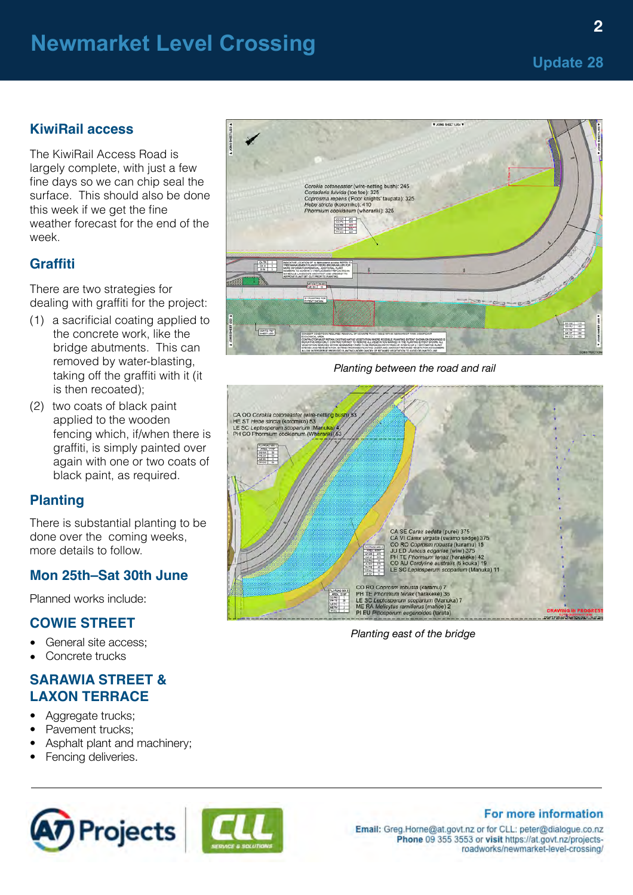# Newmarket Level Crossing

Update 28

## KiwiRail access

The KiwiRail Access Road is largely complete, with just a few fine days so we can chip seal the surface. This should also be done this week if we get the fine weather forecast for the end of the week.

## Graffiti

There are two strategies for dealing with graffiti for the project:

(1) a sacrificial coating applied to the concrete work, like the bridge abutments. This can removed by water-blasting, taking off the graffiti with it (it is then recoated);

(2) two coats of black paint applied to the wooden fencing which, if/when there is graffiti, is simply painted over again with one or two coats of black paint, as required.

## Planting

There is substantial planting to be done over the coming weeks, more details to follow.

## Mon 25th–Sat 30th June

Planned works include:

## COWIE STREET

- General site access;
- Concrete trucks

## SARAWIA STREET & LAXON TERRACE

- Aggregate trucks;
- Pavement trucks;
- Asphalt plant and machinery;
- Fencing deliveries.

*Planting between the road and rail*

*Planting east of the bridge*

### For more information

**Email:** Greg.Horne@at.govt.nz or for CLL: peter@dialogue.co.nz
**Phone** 09 355 3553 or **visit** https://at.govt.nz/projects-roadworks/newmarket-level-crossing/